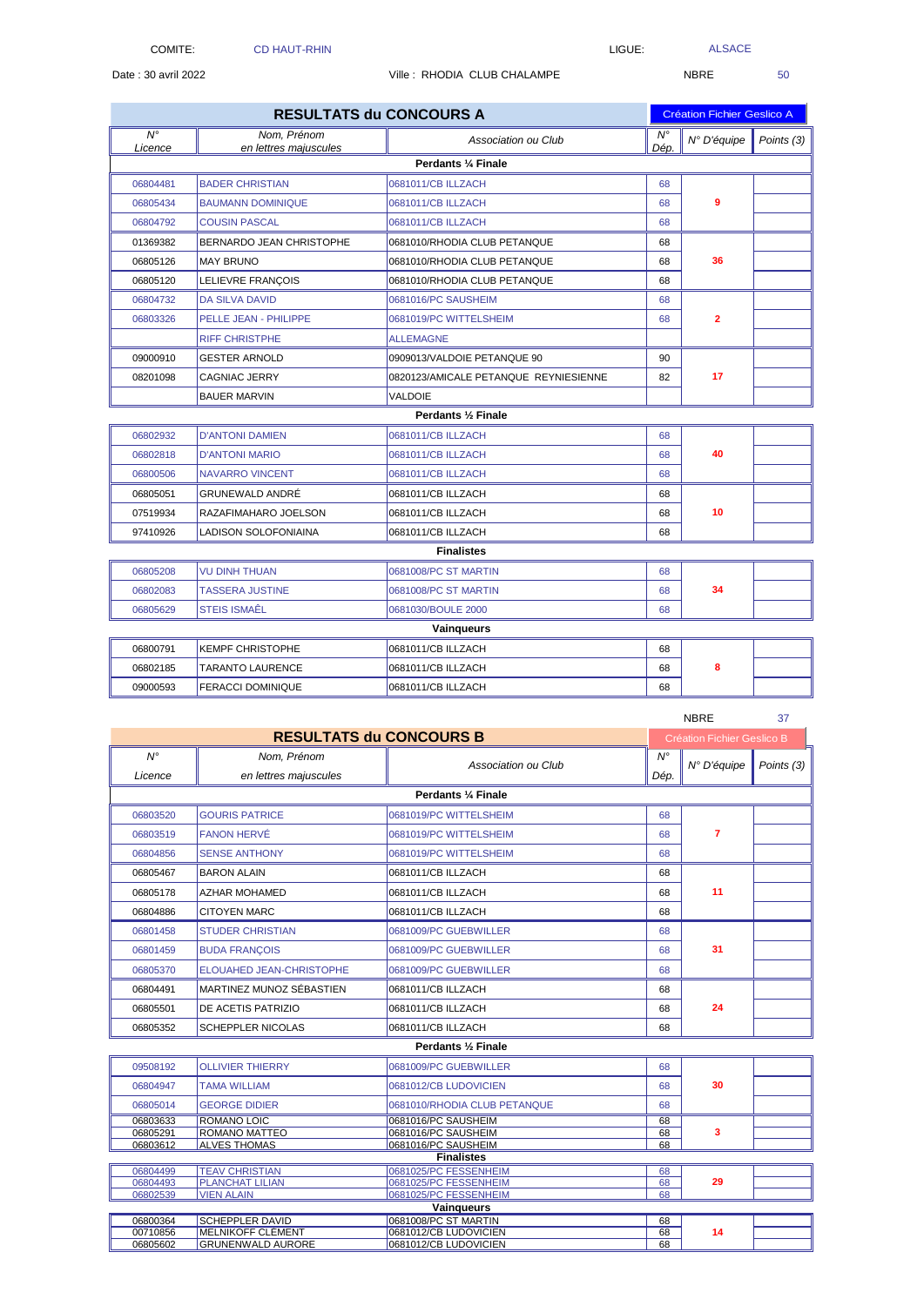COMITE: CD HAUT-RHIN LIGUE: ALSACE

Date : 30 avril 2022 Ville : RHODIA CLUB CHALAMPE NBRE 50

## RESULTATS du CONCOURS A

Création Fichier Geslico A

| N° Licence | Nom, Prénom en lettres majuscules | Association ou Club | N° Dép. | N° D'équipe | Points (3) |
|---|---|---|---|---|---|
| **Perdants ¼ Finale** | | | | | |
| 06804481 | BADER CHRISTIAN | 0681011/CB ILLZACH | 68 | 9 | |
| 06805434 | BAUMANN DOMINIQUE | 0681011/CB ILLZACH | 68 | | |
| 06804792 | COUSIN PASCAL | 0681011/CB ILLZACH | 68 | | |
| 01369382 | BERNARDO JEAN CHRISTOPHE | 0681010/RHODIA CLUB PETANQUE | 68 | 36 | |
| 06805126 | MAY BRUNO | 0681010/RHODIA CLUB PETANQUE | 68 | | |
| 06805120 | LELIEVRE FRANÇOIS | 0681010/RHODIA CLUB PETANQUE | 68 | | |
| 06804732 | DA SILVA DAVID | 0681016/PC SAUSHEIM | 68 | 2 | |
| 06803326 | PELLE JEAN - PHILIPPE | 0681019/PC WITTELSHEIM | 68 | | |
| | RIFF CHRISTPHE | ALLEMAGNE | | | |
| 09000910 | GESTER ARNOLD | 0909013/VALDOIE PETANQUE 90 | 90 | 17 | |
| 08201098 | CAGNIAC JERRY | 0820123/AMICALE PETANQUE REYNIESIENNE | 82 | | |
| | BAUER MARVIN | VALDOIE | | | |
| **Perdants ½ Finale** | | | | | |
| 06802932 | D'ANTONI DAMIEN | 0681011/CB ILLZACH | 68 | 40 | |
| 06802818 | D'ANTONI MARIO | 0681011/CB ILLZACH | 68 | | |
| 06800506 | NAVARRO VINCENT | 0681011/CB ILLZACH | 68 | | |
| 06805051 | GRUNEWALD ANDRÉ | 0681011/CB ILLZACH | 68 | 10 | |
| 07519934 | RAZAFIMAHARO JOELSON | 0681011/CB ILLZACH | 68 | | |
| 97410926 | LADISON SOLOFONIAINA | 0681011/CB ILLZACH | 68 | | |
| **Finalistes** | | | | | |
| 06805208 | VU DINH THUAN | 0681008/PC ST MARTIN | 68 | 34 | |
| 06802083 | TASSERA JUSTINE | 0681008/PC ST MARTIN | 68 | | |
| 06805629 | STEIS ISMAËL | 0681030/BOULE 2000 | 68 | | |
| **Vainqueurs** | | | | | |
| 06800791 | KEMPF CHRISTOPHE | 0681011/CB ILLZACH | 68 | 8 | |
| 06802185 | TARANTO LAURENCE | 0681011/CB ILLZACH | 68 | | |
| 09000593 | FERACCI DOMINIQUE | 0681011/CB ILLZACH | 68 | | |

NBRE 37

## RESULTATS du CONCOURS B

Création Fichier Geslico B

| N° Licence | Nom, Prénom en lettres majuscules | Association ou Club | N° Dép. | N° D'équipe | Points (3) |
|---|---|---|---|---|---|
| **Perdants ¼ Finale** | | | | | |
| 06803520 | GOURIS PATRICE | 0681019/PC WITTELSHEIM | 68 | 7 | |
| 06803519 | FANON HERVÉ | 0681019/PC WITTELSHEIM | 68 | | |
| 06804856 | SENSE ANTHONY | 0681019/PC WITTELSHEIM | 68 | | |
| 06805467 | BARON ALAIN | 0681011/CB ILLZACH | 68 | 11 | |
| 06805178 | AZHAR MOHAMED | 0681011/CB ILLZACH | 68 | | |
| 06804886 | CITOYEN MARC | 0681011/CB ILLZACH | 68 | | |
| 06801458 | STUDER CHRISTIAN | 0681009/PC GUEBWILLER | 68 | 31 | |
| 06801459 | BUDA FRANÇOIS | 0681009/PC GUEBWILLER | 68 | | |
| 06805370 | ELOUAHED JEAN-CHRISTOPHE | 0681009/PC GUEBWILLER | 68 | | |
| 06804491 | MARTINEZ MUNOZ SÉBASTIEN | 0681011/CB ILLZACH | 68 | 24 | |
| 06805501 | DE ACETIS PATRIZIO | 0681011/CB ILLZACH | 68 | | |
| 06805352 | SCHEPPLER NICOLAS | 0681011/CB ILLZACH | 68 | | |
| **Perdants ½ Finale** | | | | | |
| 09508192 | OLLIVIER THIERRY | 0681009/PC GUEBWILLER | 68 | 30 | |
| 06804947 | TAMA WILLIAM | 0681012/CB LUDOVICIEN | 68 | | |
| 06805014 | GEORGE DIDIER | 0681010/RHODIA CLUB PETANQUE | 68 | | |
| 06803633 | ROMANO LOIC | 0681016/PC SAUSHEIM | 68 | 3 | |
| 06805291 | ROMANO MATTEO | 0681016/PC SAUSHEIM | 68 | | |
| 06803612 | ALVES THOMAS | 0681016/PC SAUSHEIM | 68 | | |
| **Finalistes** | | | | | |
| 06804499 | TEAV CHRISTIAN | 0681025/PC FESSENHEIM | 68 | 29 | |
| 06804493 | PLANCHAT LILIAN | 0681025/PC FESSENHEIM | 68 | | |
| 06802539 | VIEN ALAIN | 0681025/PC FESSENHEIM | 68 | | |
| **Vainqueurs** | | | | | |
| 06800364 | SCHEPPLER DAVID | 0681008/PC ST MARTIN | 68 | 14 | |
| 00710856 | MELNIKOFF CLEMENT | 0681012/CB LUDOVICIEN | 68 | | |
| 06805602 | GRUNENWALD AURORE | 0681012/CB LUDOVICIEN | 68 | | |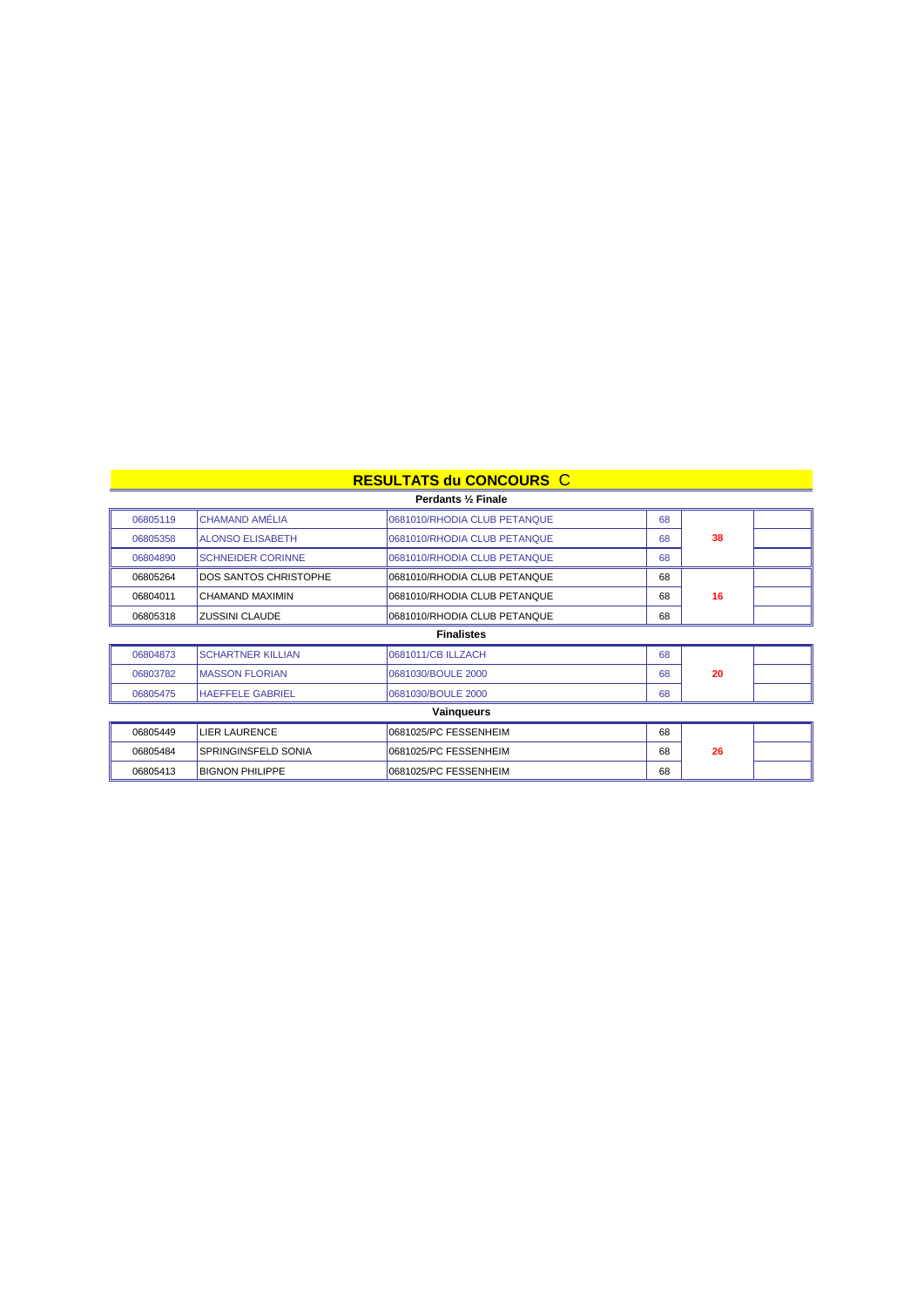# RESULTATS du CONCOURS C

**Perdants ½ Finale**

| | | | | | |
|---|---|---|---|---|---|
| 06805119 | CHAMAND AMÉLIA | 0681010/RHODIA CLUB PETANQUE | 68 | 38 | |
| 06805358 | ALONSO ELISABETH | 0681010/RHODIA CLUB PETANQUE | 68 | | |
| 06804890 | SCHNEIDER CORINNE | 0681010/RHODIA CLUB PETANQUE | 68 | | |
| 06805264 | DOS SANTOS CHRISTOPHE | 0681010/RHODIA CLUB PETANQUE | 68 | 16 | |
| 06804011 | CHAMAND MAXIMIN | 0681010/RHODIA CLUB PETANQUE | 68 | | |
| 06805318 | ZUSSINI CLAUDE | 0681010/RHODIA CLUB PETANQUE | 68 | | |

**Finalistes**

| | | | | | |
|---|---|---|---|---|---|
| 06804873 | SCHARTNER KILLIAN | 0681011/CB ILLZACH | 68 | 20 | |
| 06803782 | MASSON FLORIAN | 0681030/BOULE 2000 | 68 | | |
| 06805475 | HAEFFELE GABRIEL | 0681030/BOULE 2000 | 68 | | |

**Vainqueurs**

| | | | | | |
|---|---|---|---|---|---|
| 06805449 | LIER LAURENCE | 0681025/PC FESSENHEIM | 68 | 26 | |
| 06805484 | SPRINGINSFELD SONIA | 0681025/PC FESSENHEIM | 68 | | |
| 06805413 | BIGNON PHILIPPE | 0681025/PC FESSENHEIM | 68 | | |